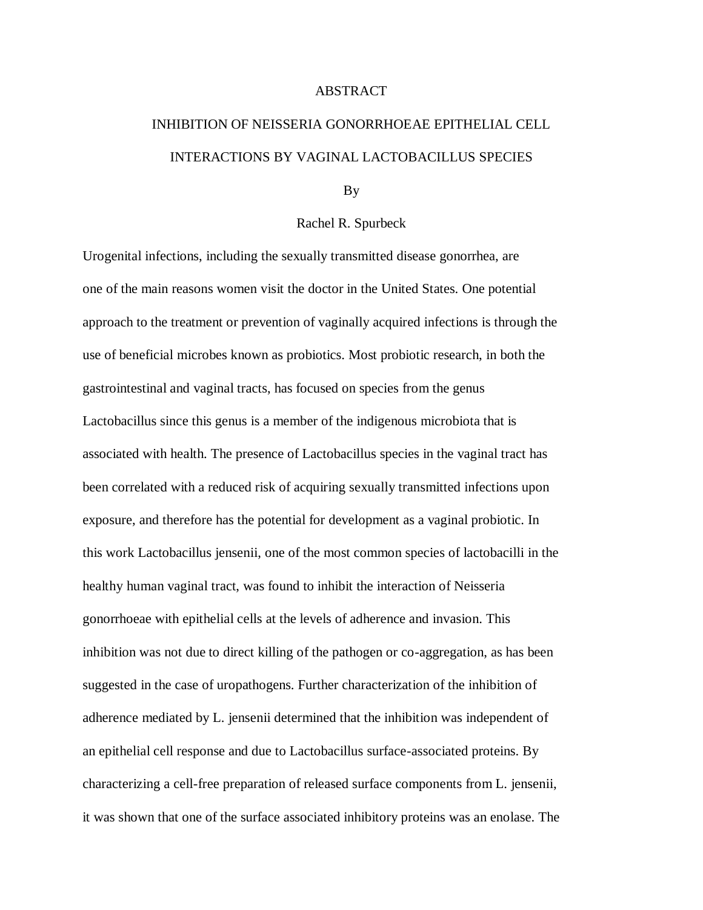# ABSTRACT

## INHIBITION OF NEISSERIA GONORRHOEAE EPITHELIAL CELL INTERACTIONS BY VAGINAL LACTOBACILLUS SPECIES

By

Rachel R. Spurbeck

Urogenital infections, including the sexually transmitted disease gonorrhea, are one of the main reasons women visit the doctor in the United States. One potential approach to the treatment or prevention of vaginally acquired infections is through the use of beneficial microbes known as probiotics. Most probiotic research, in both the gastrointestinal and vaginal tracts, has focused on species from the genus Lactobacillus since this genus is a member of the indigenous microbiota that is associated with health. The presence of Lactobacillus species in the vaginal tract has been correlated with a reduced risk of acquiring sexually transmitted infections upon exposure, and therefore has the potential for development as a vaginal probiotic. In this work Lactobacillus jensenii, one of the most common species of lactobacilli in the healthy human vaginal tract, was found to inhibit the interaction of Neisseria gonorrhoeae with epithelial cells at the levels of adherence and invasion. This inhibition was not due to direct killing of the pathogen or co-aggregation, as has been suggested in the case of uropathogens. Further characterization of the inhibition of adherence mediated by L. jensenii determined that the inhibition was independent of an epithelial cell response and due to Lactobacillus surface-associated proteins. By characterizing a cell-free preparation of released surface components from L. jensenii, it was shown that one of the surface associated inhibitory proteins was an enolase. The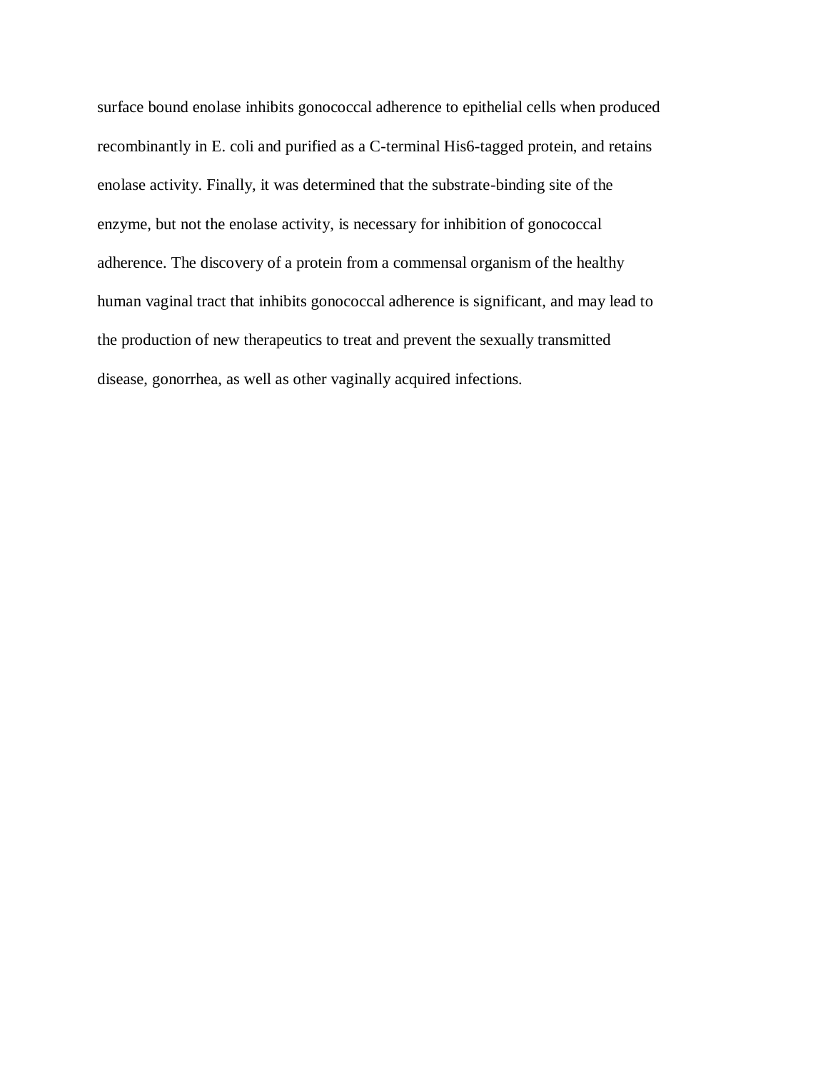surface bound enolase inhibits gonococcal adherence to epithelial cells when produced recombinantly in E. coli and purified as a C-terminal His6-tagged protein, and retains enolase activity. Finally, it was determined that the substrate-binding site of the enzyme, but not the enolase activity, is necessary for inhibition of gonococcal adherence. The discovery of a protein from a commensal organism of the healthy human vaginal tract that inhibits gonococcal adherence is significant, and may lead to the production of new therapeutics to treat and prevent the sexually transmitted disease, gonorrhea, as well as other vaginally acquired infections.